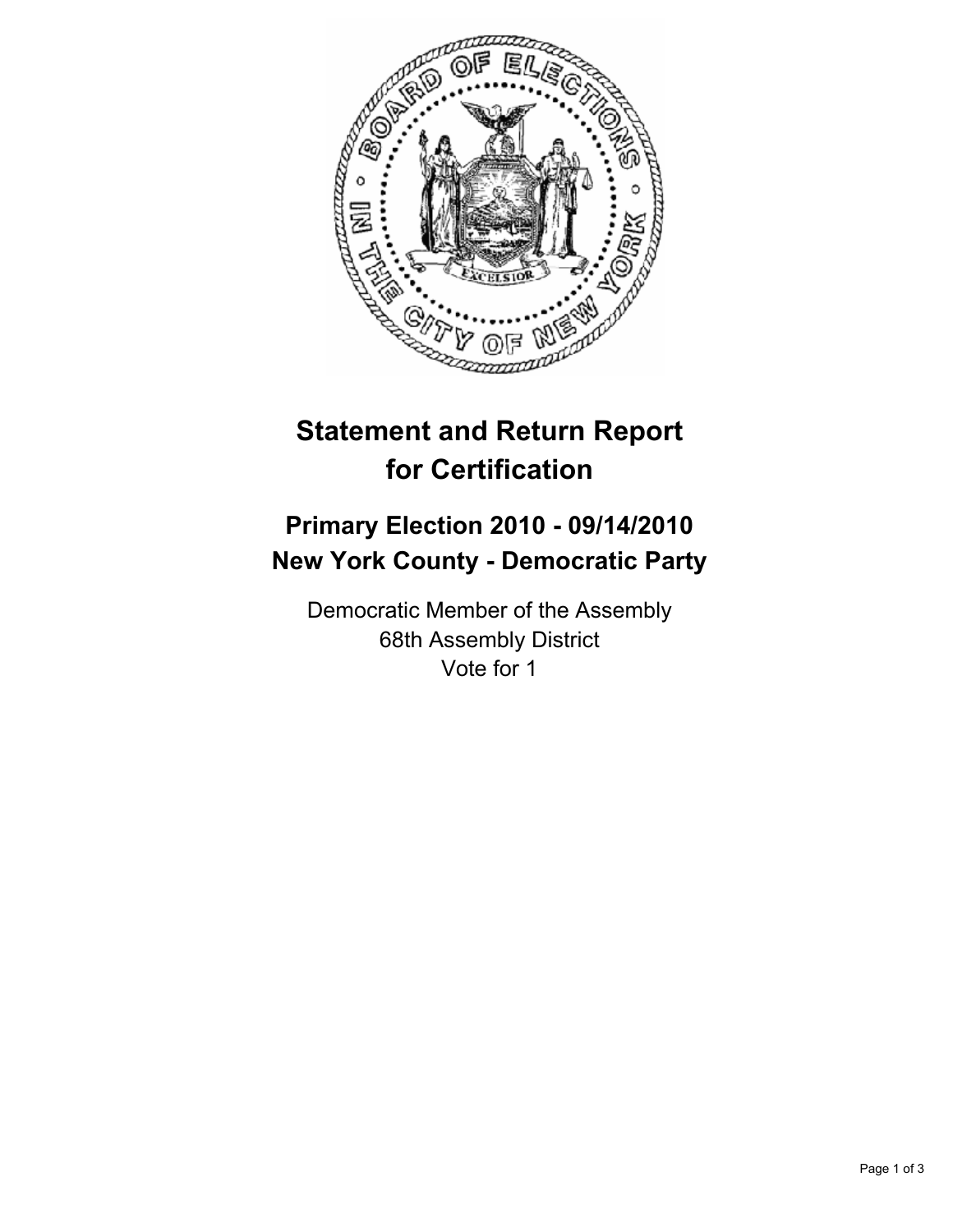# Statement and Return Report for Certification

## Primary Election 2010 - 09/14/2010
## New York County - Democratic Party

Democratic Member of the Assembly
68th Assembly District
Vote for 1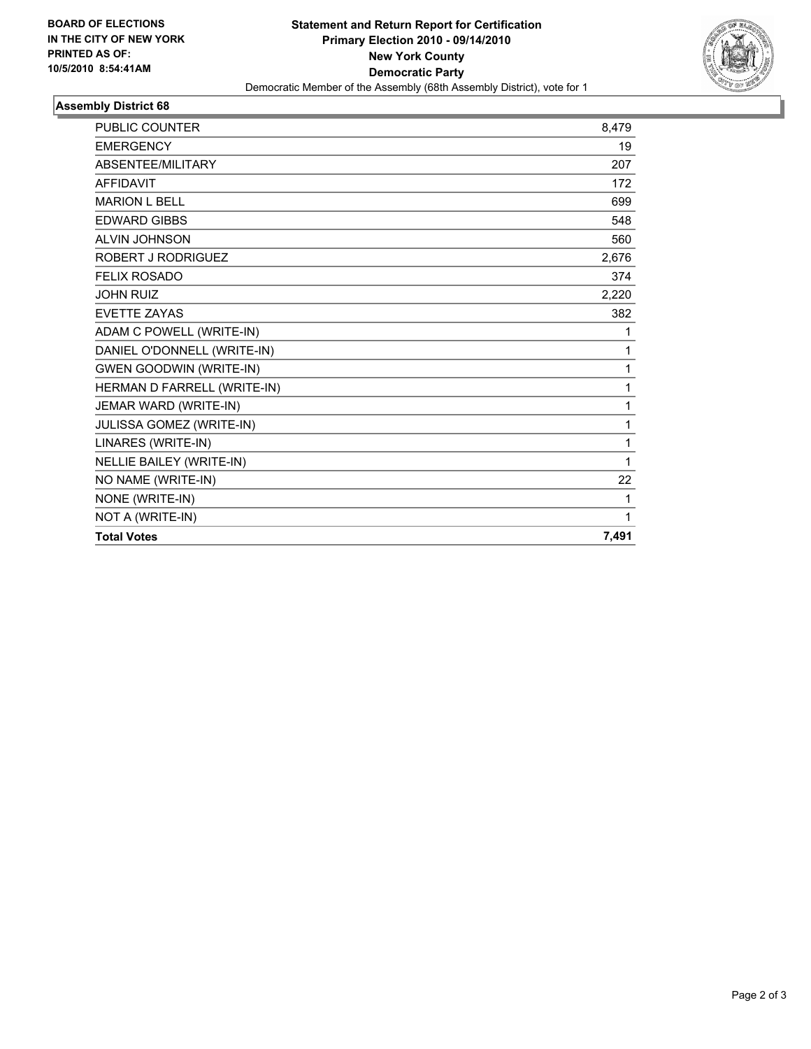**BOARD OF ELECTIONS IN THE CITY OF NEW YORK PRINTED AS OF: 10/5/2010 8:54:41AM**

# Statement and Return Report for Certification
## Primary Election 2010 - 09/14/2010
## New York County
## Democratic Party

Democratic Member of the Assembly (68th Assembly District), vote for 1

### Assembly District 68

| | |
|---|---|
| PUBLIC COUNTER | 8,479 |
| EMERGENCY | 19 |
| ABSENTEE/MILITARY | 207 |
| AFFIDAVIT | 172 |
| MARION L BELL | 699 |
| EDWARD GIBBS | 548 |
| ALVIN JOHNSON | 560 |
| ROBERT J RODRIGUEZ | 2,676 |
| FELIX ROSADO | 374 |
| JOHN RUIZ | 2,220 |
| EVETTE ZAYAS | 382 |
| ADAM C POWELL (WRITE-IN) | 1 |
| DANIEL O'DONNELL (WRITE-IN) | 1 |
| GWEN GOODWIN (WRITE-IN) | 1 |
| HERMAN D FARRELL (WRITE-IN) | 1 |
| JEMAR WARD (WRITE-IN) | 1 |
| JULISSA GOMEZ (WRITE-IN) | 1 |
| LINARES (WRITE-IN) | 1 |
| NELLIE BAILEY (WRITE-IN) | 1 |
| NO NAME (WRITE-IN) | 22 |
| NONE (WRITE-IN) | 1 |
| NOT A (WRITE-IN) | 1 |
| **Total Votes** | **7,491** |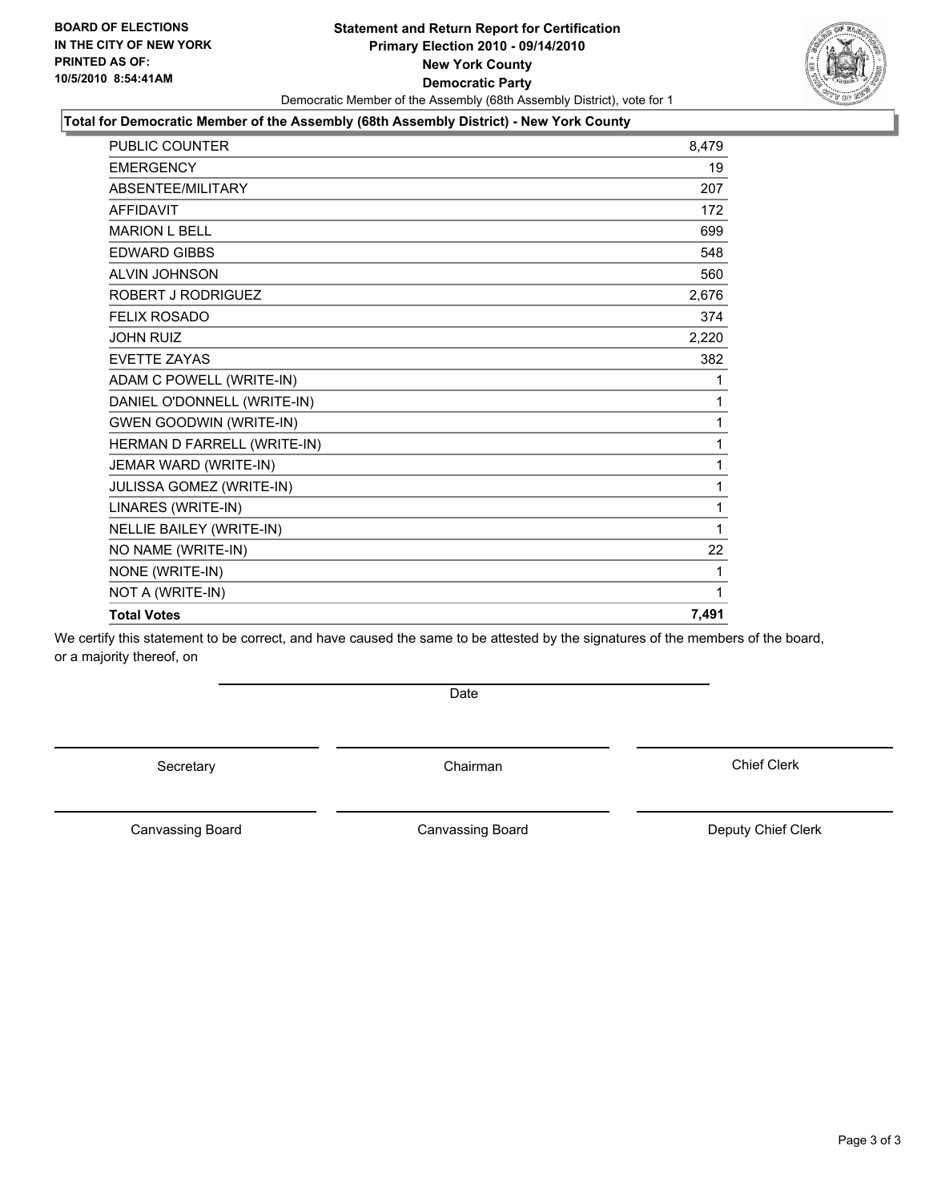**BOARD OF ELECTIONS IN THE CITY OF NEW YORK PRINTED AS OF: 10/5/2010 8:54:41AM**

**Statement and Return Report for Certification Primary Election 2010 - 09/14/2010 New York County Democratic Party**

Democratic Member of the Assembly (68th Assembly District), vote for 1

**Total for Democratic Member of the Assembly (68th Assembly District) - New York County**

| | |
|---|---|
| PUBLIC COUNTER | 8,479 |
| EMERGENCY | 19 |
| ABSENTEE/MILITARY | 207 |
| AFFIDAVIT | 172 |
| MARION L BELL | 699 |
| EDWARD GIBBS | 548 |
| ALVIN JOHNSON | 560 |
| ROBERT J RODRIGUEZ | 2,676 |
| FELIX ROSADO | 374 |
| JOHN RUIZ | 2,220 |
| EVETTE ZAYAS | 382 |
| ADAM C POWELL (WRITE-IN) | 1 |
| DANIEL O'DONNELL (WRITE-IN) | 1 |
| GWEN GOODWIN (WRITE-IN) | 1 |
| HERMAN D FARRELL (WRITE-IN) | 1 |
| JEMAR WARD (WRITE-IN) | 1 |
| JULISSA GOMEZ (WRITE-IN) | 1 |
| LINARES (WRITE-IN) | 1 |
| NELLIE BAILEY (WRITE-IN) | 1 |
| NO NAME (WRITE-IN) | 22 |
| NONE (WRITE-IN) | 1 |
| NOT A (WRITE-IN) | 1 |
| **Total Votes** | **7,491** |

We certify this statement to be correct, and have caused the same to be attested by the signatures of the members of the board, or a majority thereof, on

Date

Secretary

Chairman

Chief Clerk

Canvassing Board

Canvassing Board

Deputy Chief Clerk